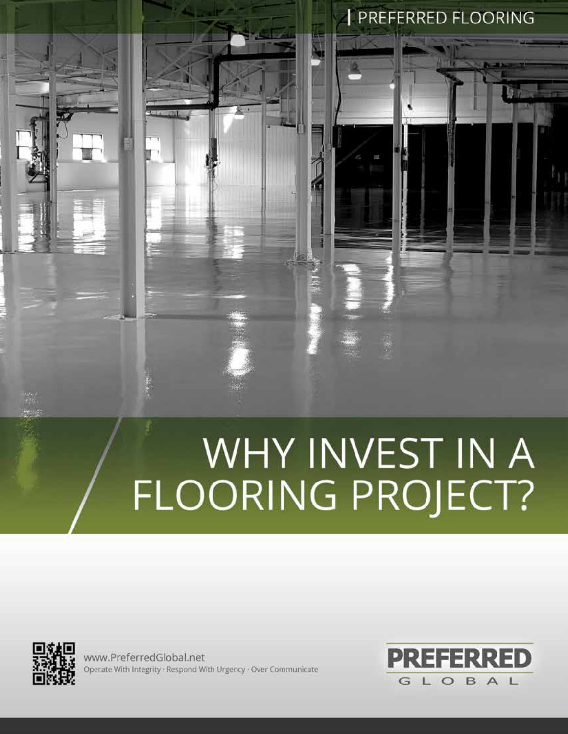PREFERRED FLOORING

# WHY INVEST IN A FLOORING PROJECT?

www.PreferredGlobal.net

Operate With Integrity · Respond With Urgency · Over Communicate

PREFERRED GLOBAL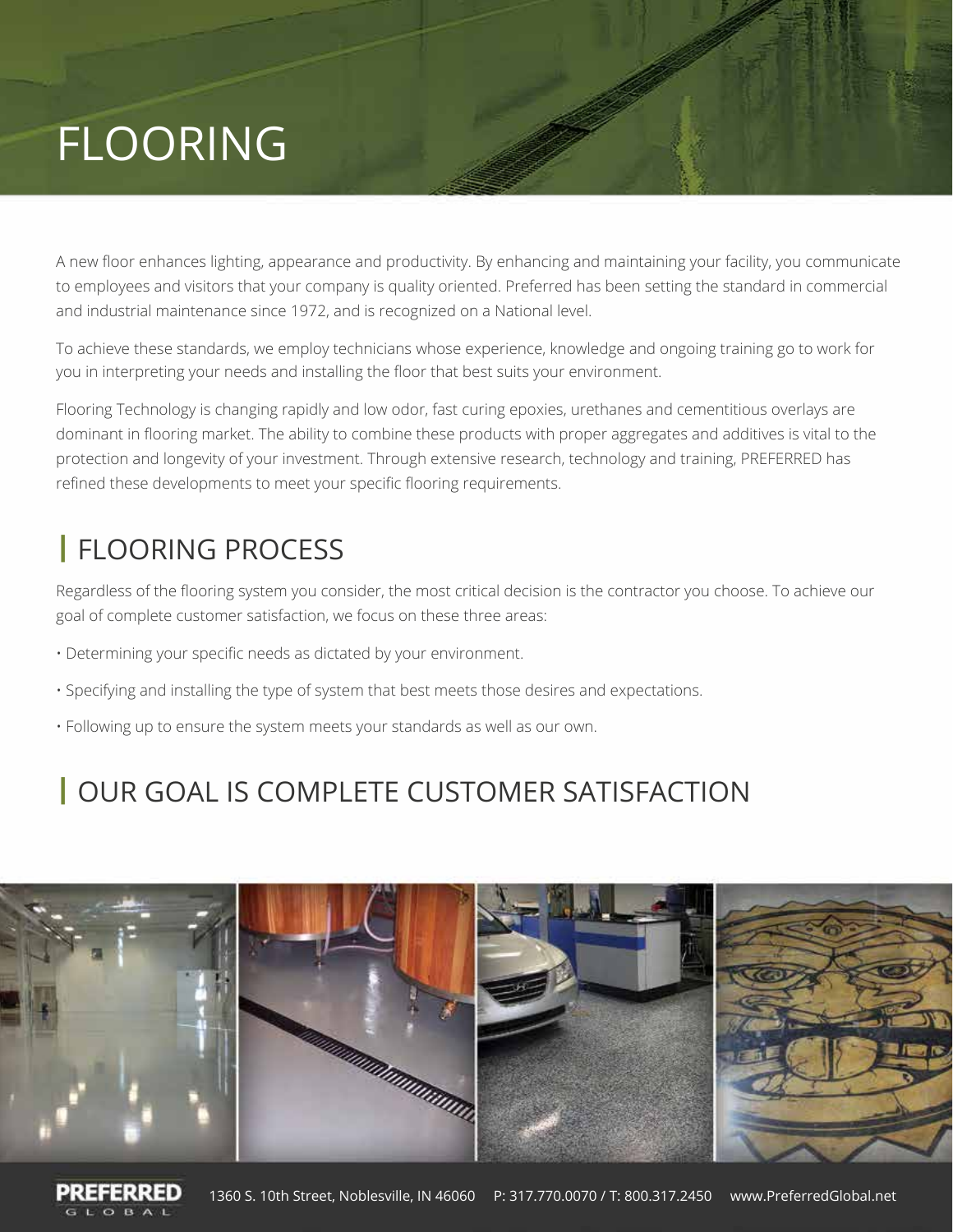# FLOORING

A new floor enhances lighting, appearance and productivity. By enhancing and maintaining your facility, you communicate to employees and visitors that your company is quality oriented. Preferred has been setting the standard in commercial and industrial maintenance since 1972, and is recognized on a National level.

To achieve these standards, we employ technicians whose experience, knowledge and ongoing training go to work for you in interpreting your needs and installing the floor that best suits your environment.

Flooring Technology is changing rapidly and low odor, fast curing epoxies, urethanes and cementitious overlays are dominant in flooring market. The ability to combine these products with proper aggregates and additives is vital to the protection and longevity of your investment. Through extensive research, technology and training, PREFERRED has refined these developments to meet your specific flooring requirements.

## FLOORING PROCESS

Regardless of the flooring system you consider, the most critical decision is the contractor you choose. To achieve our goal of complete customer satisfaction, we focus on these three areas:

- Determining your specific needs as dictated by your environment.
- Specifying and installing the type of system that best meets those desires and expectations.
- Following up to ensure the system meets your standards as well as our own.

## OUR GOAL IS COMPLETE CUSTOMER SATISFACTION

PREFERRED GLOBAL 1360 S. 10th Street, Noblesville, IN 46060 P: 317.770.0070 / T: 800.317.2450 www.PreferredGlobal.net